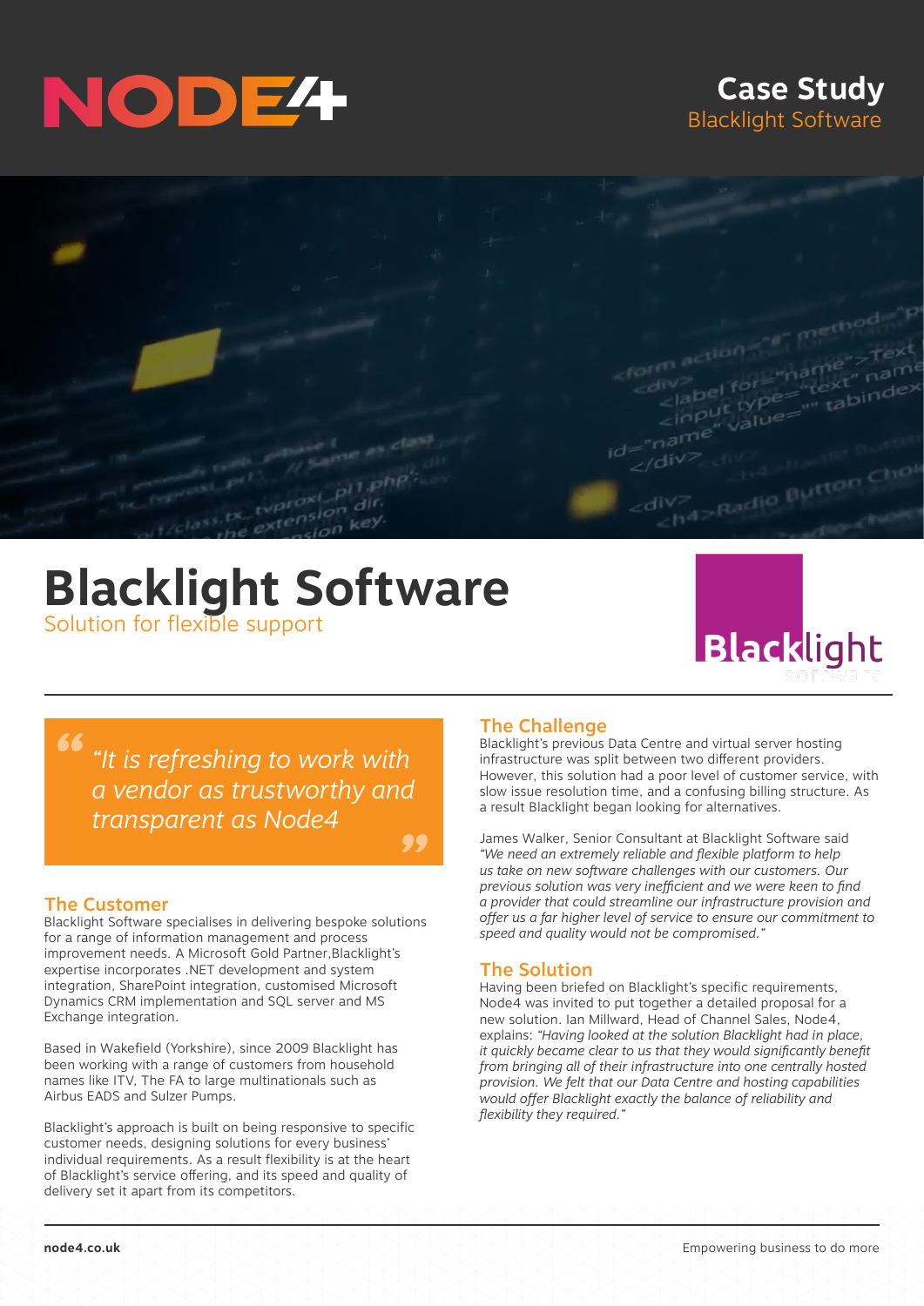# Case Study

Blacklight Software

# Blacklight Software

## Solution for flexible support

> "It is refreshing to work with a vendor as trustworthy and transparent as Node4"

### The Customer

Blacklight Software specialises in delivering bespoke solutions for a range of information management and process improvement needs. A Microsoft Gold Partner,Blacklight's expertise incorporates .NET development and system integration, SharePoint integration, customised Microsoft Dynamics CRM implementation and SQL server and MS Exchange integration.

Based in Wakefield (Yorkshire), since 2009 Blacklight has been working with a range of customers from household names like ITV, The FA to large multinationals such as Airbus EADS and Sulzer Pumps.

Blacklight's approach is built on being responsive to specific customer needs, designing solutions for every business' individual requirements. As a result flexibility is at the heart of Blacklight's service offering, and its speed and quality of delivery set it apart from its competitors.

### The Challenge

Blacklight's previous Data Centre and virtual server hosting infrastructure was split between two different providers. However, this solution had a poor level of customer service, with slow issue resolution time, and a confusing billing structure. As a result Blacklight began looking for alternatives.

James Walker, Senior Consultant at Blacklight Software said *"We need an extremely reliable and flexible platform to help us take on new software challenges with our customers. Our previous solution was very inefficient and we were keen to find a provider that could streamline our infrastructure provision and offer us a far higher level of service to ensure our commitment to speed and quality would not be compromised."*

### The Solution

Having been briefed on Blacklight's specific requirements, Node4 was invited to put together a detailed proposal for a new solution. Ian Millward, Head of Channel Sales, Node4, explains: *"Having looked at the solution Blacklight had in place, it quickly became clear to us that they would significantly benefit from bringing all of their infrastructure into one centrally hosted provision. We felt that our Data Centre and hosting capabilities would offer Blacklight exactly the balance of reliability and flexibility they required."*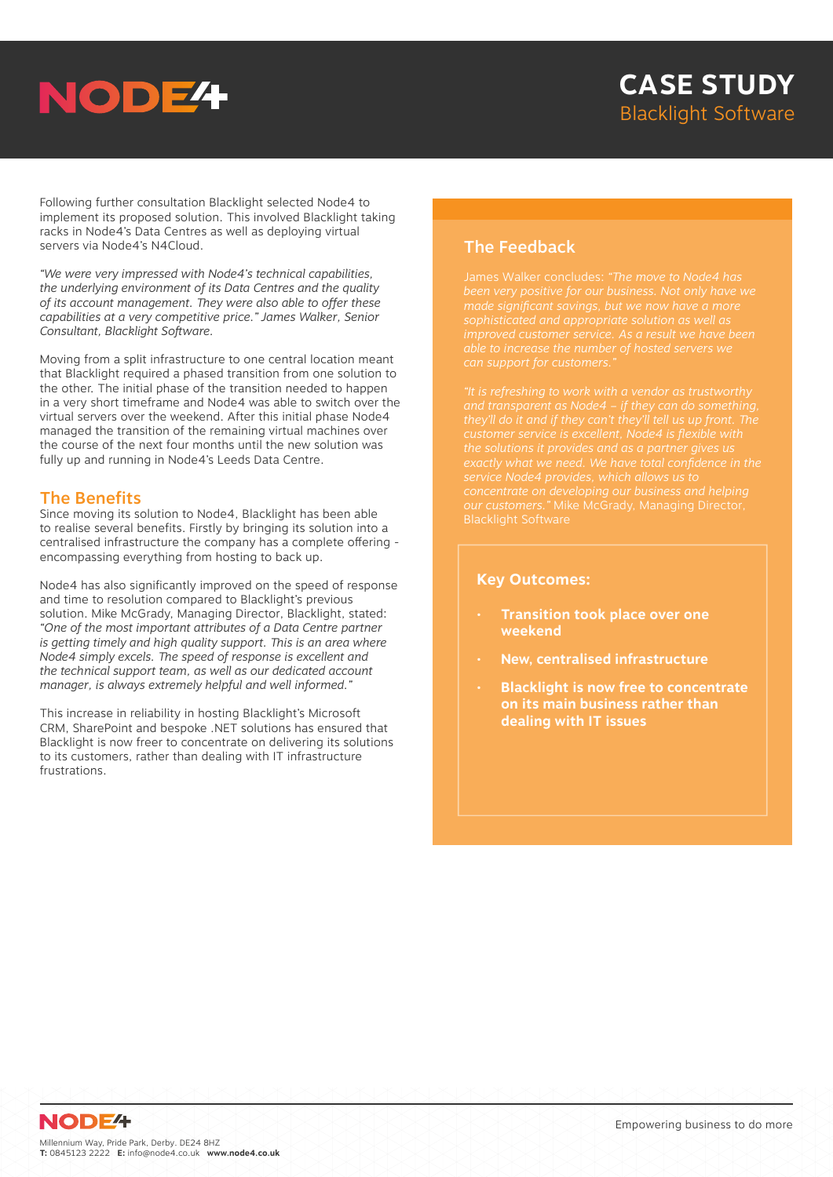# CASE STUDY

## Blacklight Software

Following further consultation Blacklight selected Node4 to implement its proposed solution. This involved Blacklight taking racks in Node4's Data Centres as well as deploying virtual servers via Node4's N4Cloud.

*"We were very impressed with Node4's technical capabilities, the underlying environment of its Data Centres and the quality of its account management. They were also able to offer these capabilities at a very competitive price."* James Walker, Senior Consultant, Blacklight Software.

Moving from a split infrastructure to one central location meant that Blacklight required a phased transition from one solution to the other. The initial phase of the transition needed to happen in a very short timeframe and Node4 was able to switch over the virtual servers over the weekend. After this initial phase Node4 managed the transition of the remaining virtual machines over the course of the next four months until the new solution was fully up and running in Node4's Leeds Data Centre.

## The Benefits

Since moving its solution to Node4, Blacklight has been able to realise several benefits. Firstly by bringing its solution into a centralised infrastructure the company has a complete offering - encompassing everything from hosting to back up.

Node4 has also significantly improved on the speed of response and time to resolution compared to Blacklight's previous solution. Mike McGrady, Managing Director, Blacklight, stated: *"One of the most important attributes of a Data Centre partner is getting timely and high quality support. This is an area where Node4 simply excels. The speed of response is excellent and the technical support team, as well as our dedicated account manager, is always extremely helpful and well informed."*

This increase in reliability in hosting Blacklight's Microsoft CRM, SharePoint and bespoke .NET solutions has ensured that Blacklight is now freer to concentrate on delivering its solutions to its customers, rather than dealing with IT infrastructure frustrations.

## The Feedback

James Walker concludes: *"The move to Node4 has been very positive for our business. Not only have we made significant savings, but we now have a more sophisticated and appropriate solution as well as improved customer service. As a result we have been able to increase the number of hosted servers we can support for customers."*

*"It is refreshing to work with a vendor as trustworthy and transparent as Node4 – if they can do something, they'll do it and if they can't they'll tell us up front. The customer service is excellent, Node4 is flexible with the solutions it provides and as a partner gives us exactly what we need. We have total confidence in the service Node4 provides, which allows us to concentrate on developing our business and helping our customers."* Mike McGrady, Managing Director, Blacklight Software

### Key Outcomes:

- **Transition took place over one weekend**
- **New, centralised infrastructure**
- **Blacklight is now free to concentrate on its main business rather than dealing with IT issues**

Millennium Way, Pride Park, Derby. DE24 8HZ
**T:** 0845123 2222 **E:** info@node4.co.uk **www.node4.co.uk**

Empowering business to do more